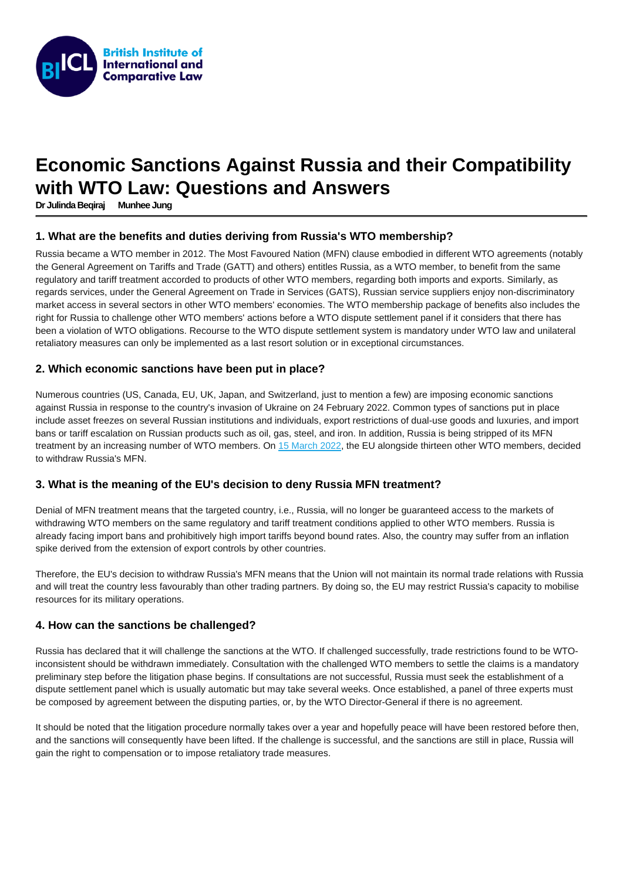British Institute of International and Comparative Law

# Economic Sanctions Against Russia and their Compatibility with WTO Law: Questions and Answers

Dr Julinda Beqiraj   Munhee Jung

## 1. What are the benefits and duties deriving from Russia's WTO membership?

Russia became a WTO member in 2012. The Most Favoured Nation (MFN) clause embodied in different WTO agreements (notably the General Agreement on Tariffs and Trade (GATT) and others) entitles Russia, as a WTO member, to benefit from the same regulatory and tariff treatment accorded to products of other WTO members, regarding both imports and exports. Similarly, as regards services, under the General Agreement on Trade in Services (GATS), Russian service suppliers enjoy non-discriminatory market access in several sectors in other WTO members' economies. The WTO membership package of benefits also includes the right for Russia to challenge other WTO members' actions before a WTO dispute settlement panel if it considers that there has been a violation of WTO obligations. Recourse to the WTO dispute settlement system is mandatory under WTO law and unilateral retaliatory measures can only be implemented as a last resort solution or in exceptional circumstances.

## 2. Which economic sanctions have been put in place?

Numerous countries (US, Canada, EU, UK, Japan, and Switzerland, just to mention a few) are imposing economic sanctions against Russia in response to the country's invasion of Ukraine on 24 February 2022. Common types of sanctions put in place include asset freezes on several Russian institutions and individuals, export restrictions of dual-use goods and luxuries, and import bans or tariff escalation on Russian products such as oil, gas, steel, and iron. In addition, Russia is being stripped of its MFN treatment by an increasing number of WTO members. On 15 March 2022, the EU alongside thirteen other WTO members, decided to withdraw Russia's MFN.

## 3. What is the meaning of the EU's decision to deny Russia MFN treatment?

Denial of MFN treatment means that the targeted country, i.e., Russia, will no longer be guaranteed access to the markets of withdrawing WTO members on the same regulatory and tariff treatment conditions applied to other WTO members. Russia is already facing import bans and prohibitively high import tariffs beyond bound rates. Also, the country may suffer from an inflation spike derived from the extension of export controls by other countries.

Therefore, the EU's decision to withdraw Russia's MFN means that the Union will not maintain its normal trade relations with Russia and will treat the country less favourably than other trading partners. By doing so, the EU may restrict Russia's capacity to mobilise resources for its military operations.

## 4. How can the sanctions be challenged?

Russia has declared that it will challenge the sanctions at the WTO. If challenged successfully, trade restrictions found to be WTO-inconsistent should be withdrawn immediately. Consultation with the challenged WTO members to settle the claims is a mandatory preliminary step before the litigation phase begins. If consultations are not successful, Russia must seek the establishment of a dispute settlement panel which is usually automatic but may take several weeks. Once established, a panel of three experts must be composed by agreement between the disputing parties, or, by the WTO Director-General if there is no agreement.

It should be noted that the litigation procedure normally takes over a year and hopefully peace will have been restored before then, and the sanctions will consequently have been lifted. If the challenge is successful, and the sanctions are still in place, Russia will gain the right to compensation or to impose retaliatory trade measures.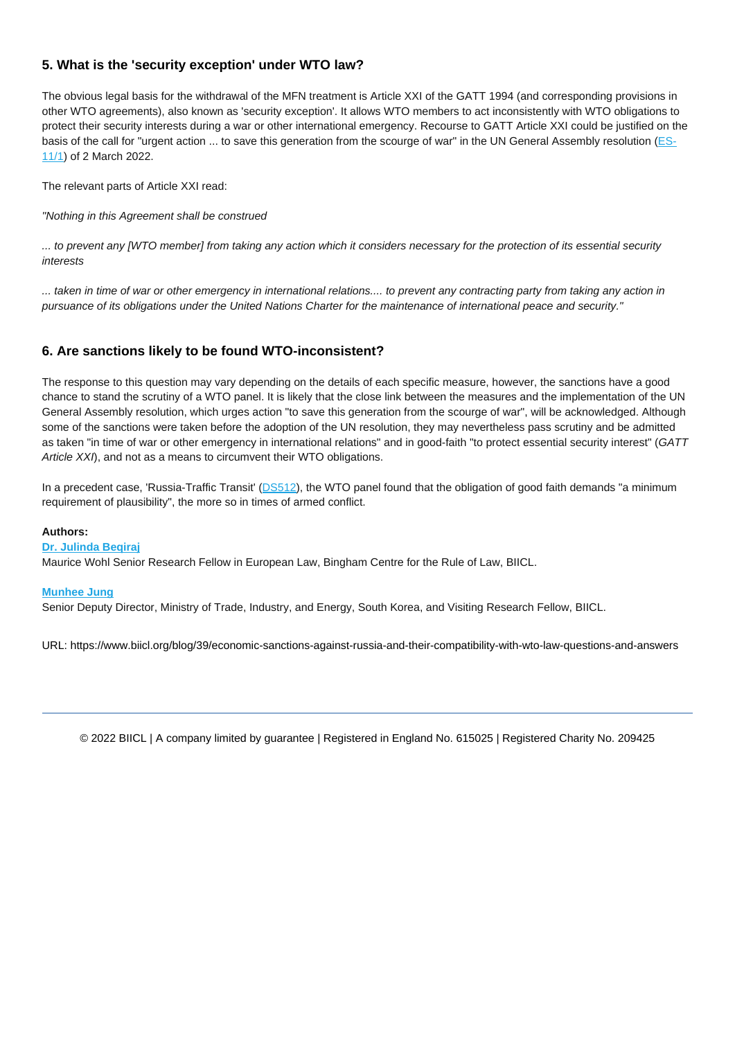## 5. What is the 'security exception' under WTO law?

The obvious legal basis for the withdrawal of the MFN treatment is Article XXI of the GATT 1994 (and corresponding provisions in other WTO agreements), also known as 'security exception'. It allows WTO members to act inconsistently with WTO obligations to protect their security interests during a war or other international emergency. Recourse to GATT Article XXI could be justified on the basis of the call for "urgent action ... to save this generation from the scourge of war" in the UN General Assembly resolution (ES-11/1) of 2 March 2022.

The relevant parts of Article XXI read:

*"Nothing in this Agreement shall be construed*

*... to prevent any [WTO member] from taking any action which it considers necessary for the protection of its essential security interests*

*... taken in time of war or other emergency in international relations.... to prevent any contracting party from taking any action in pursuance of its obligations under the United Nations Charter for the maintenance of international peace and security."*

## 6. Are sanctions likely to be found WTO-inconsistent?

The response to this question may vary depending on the details of each specific measure, however, the sanctions have a good chance to stand the scrutiny of a WTO panel. It is likely that the close link between the measures and the implementation of the UN General Assembly resolution, which urges action "to save this generation from the scourge of war", will be acknowledged. Although some of the sanctions were taken before the adoption of the UN resolution, they may nevertheless pass scrutiny and be admitted as taken "in time of war or other emergency in international relations" and in good-faith "to protect essential security interest" (*GATT Article XXI*), and not as a means to circumvent their WTO obligations.

In a precedent case, 'Russia-Traffic Transit' (DS512), the WTO panel found that the obligation of good faith demands "a minimum requirement of plausibility", the more so in times of armed conflict.

**Authors:**

**Dr. Julinda Beqiraj**

Maurice Wohl Senior Research Fellow in European Law, Bingham Centre for the Rule of Law, BIICL.

**Munhee Jung**

Senior Deputy Director, Ministry of Trade, Industry, and Energy, South Korea, and Visiting Research Fellow, BIICL.

URL: https://www.biicl.org/blog/39/economic-sanctions-against-russia-and-their-compatibility-with-wto-law-questions-and-answers

© 2022 BIICL | A company limited by guarantee | Registered in England No. 615025 | Registered Charity No. 209425